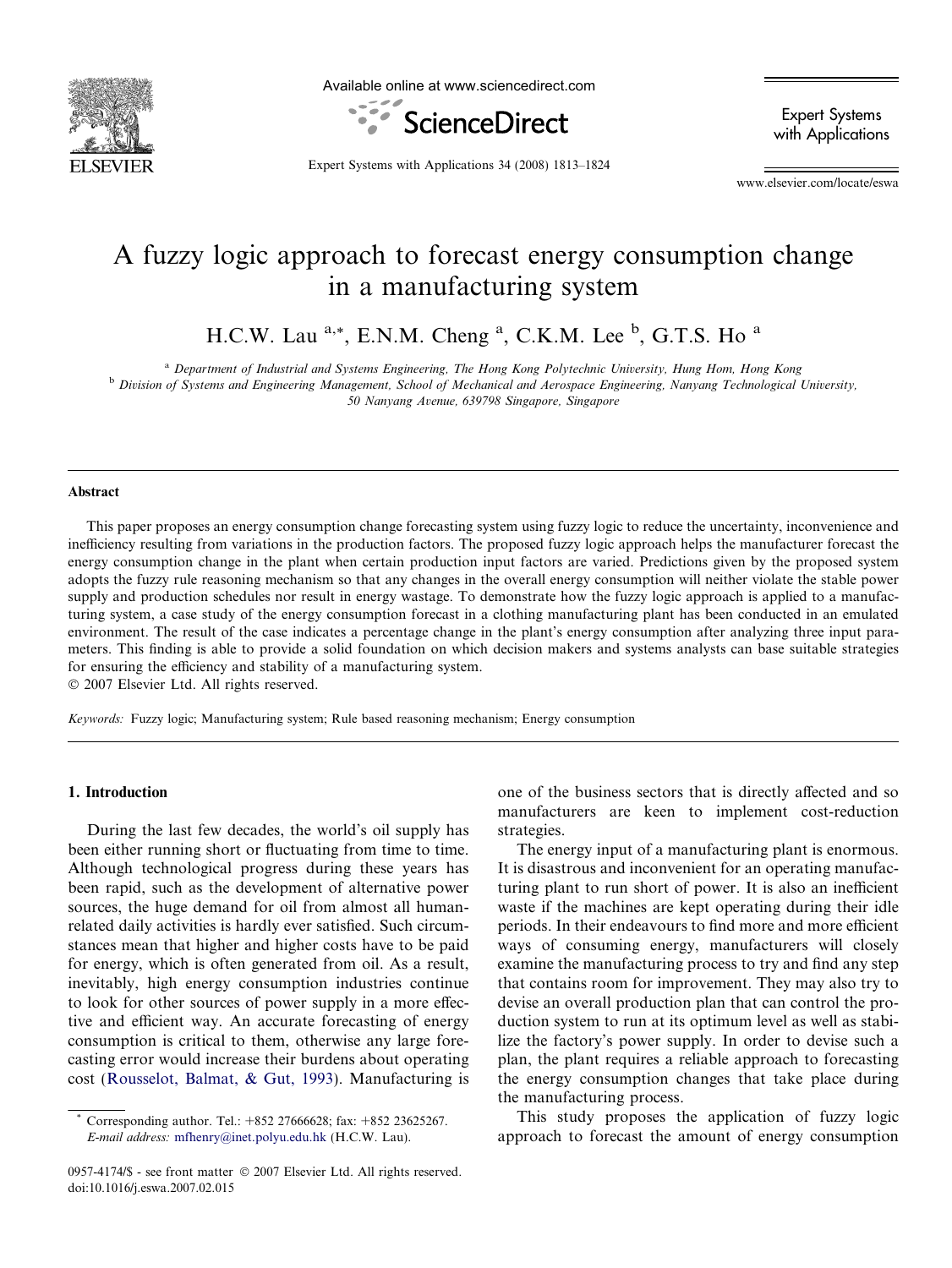# A fuzzy logic approach to forecast energy consumption change in a manufacturing system

H.C.W. Lau [a,*], E.N.M. Cheng [a], C.K.M. Lee [b], G.T.S. Ho [a]

[a] Department of Industrial and Systems Engineering, The Hong Kong Polytechnic University, Hung Hom, Hong Kong

[b] Division of Systems and Engineering Management, School of Mechanical and Aerospace Engineering, Nanyang Technological University, 50 Nanyang Avenue, 639798 Singapore, Singapore

## Abstract

This paper proposes an energy consumption change forecasting system using fuzzy logic to reduce the uncertainty, inconvenience and inefficiency resulting from variations in the production factors. The proposed fuzzy logic approach helps the manufacturer forecast the energy consumption change in the plant when certain production input factors are varied. Predictions given by the proposed system adopts the fuzzy rule reasoning mechanism so that any changes in the overall energy consumption will neither violate the stable power supply and production schedules nor result in energy wastage. To demonstrate how the fuzzy logic approach is applied to a manufacturing system, a case study of the energy consumption forecast in a clothing manufacturing plant has been conducted in an emulated environment. The result of the case indicates a percentage change in the plant's energy consumption after analyzing three input parameters. This finding is able to provide a solid foundation on which decision makers and systems analysts can base suitable strategies for ensuring the efficiency and stability of a manufacturing system.

© 2007 Elsevier Ltd. All rights reserved.

*Keywords:* Fuzzy logic; Manufacturing system; Rule based reasoning mechanism; Energy consumption

## 1. Introduction

During the last few decades, the world's oil supply has been either running short or fluctuating from time to time. Although technological progress during these years has been rapid, such as the development of alternative power sources, the huge demand for oil from almost all human-related daily activities is hardly ever satisfied. Such circumstances mean that higher and higher costs have to be paid for energy, which is often generated from oil. As a result, inevitably, high energy consumption industries continue to look for other sources of power supply in a more effective and efficient way. An accurate forecasting of energy consumption is critical to them, otherwise any large forecasting error would increase their burdens about operating cost (Rousselot, Balmat, & Gut, 1993). Manufacturing is one of the business sectors that is directly affected and so manufacturers are keen to implement cost-reduction strategies.

The energy input of a manufacturing plant is enormous. It is disastrous and inconvenient for an operating manufacturing plant to run short of power. It is also an inefficient waste if the machines are kept operating during their idle periods. In their endeavours to find more and more efficient ways of consuming energy, manufacturers will closely examine the manufacturing process to try and find any step that contains room for improvement. They may also try to devise an overall production plan that can control the production system to run at its optimum level as well as stabilize the factory's power supply. In order to devise such a plan, the plant requires a reliable approach to forecasting the energy consumption changes that take place during the manufacturing process.

This study proposes the application of fuzzy logic approach to forecast the amount of energy consumption

* Corresponding author. Tel.: +852 27666628; fax: +852 23625267. E-mail address: mfhenry@inet.polyu.edu.hk (H.C.W. Lau).

0957-4174/$ - see front matter © 2007 Elsevier Ltd. All rights reserved.
doi:10.1016/j.eswa.2007.02.015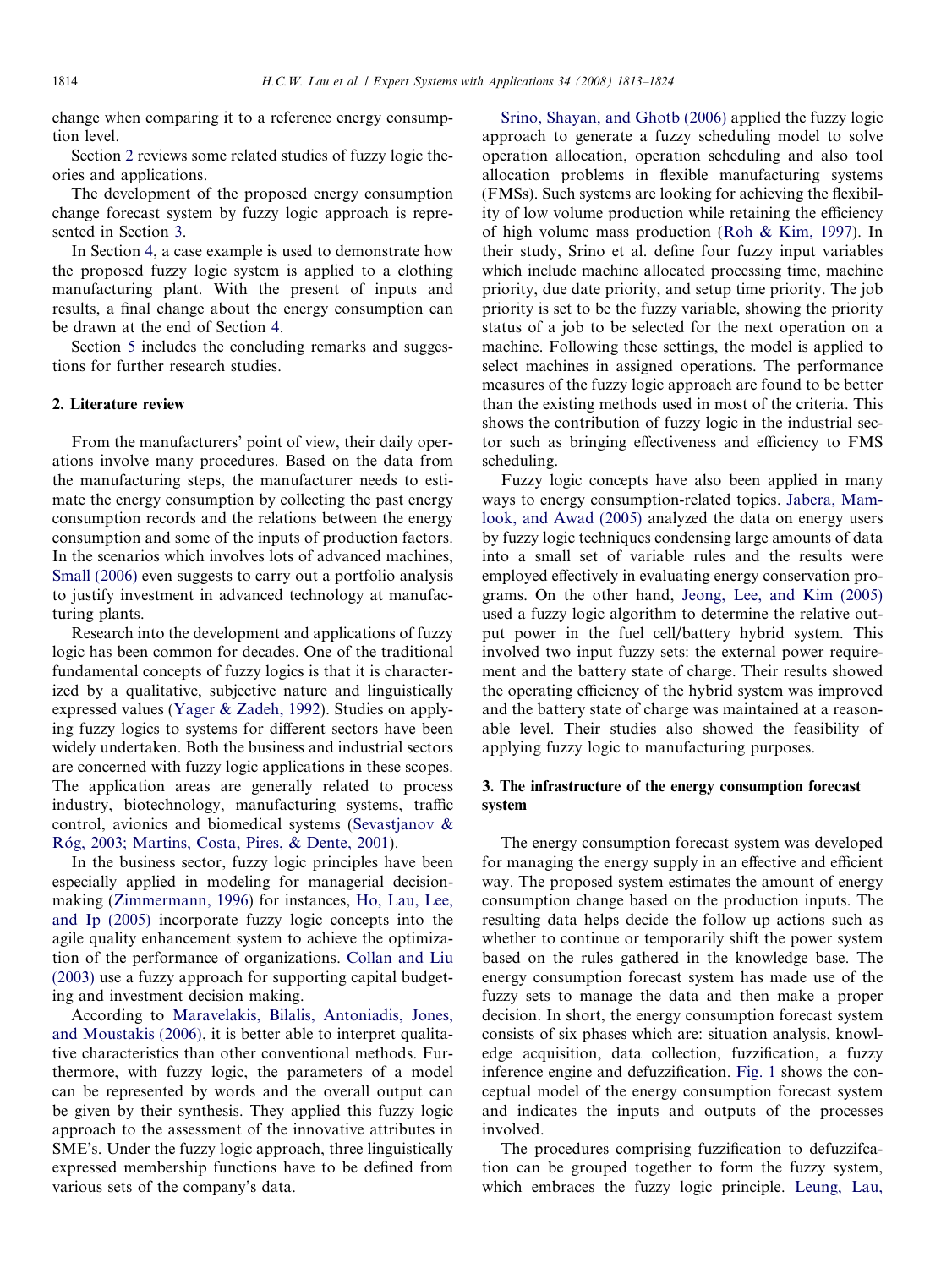change when comparing it to a reference energy consumption level.

Section 2 reviews some related studies of fuzzy logic theories and applications.

The development of the proposed energy consumption change forecast system by fuzzy logic approach is represented in Section 3.

In Section 4, a case example is used to demonstrate how the proposed fuzzy logic system is applied to a clothing manufacturing plant. With the present of inputs and results, a final change about the energy consumption can be drawn at the end of Section 4.

Section 5 includes the concluding remarks and suggestions for further research studies.

## 2. Literature review

From the manufacturers' point of view, their daily operations involve many procedures. Based on the data from the manufacturing steps, the manufacturer needs to estimate the energy consumption by collecting the past energy consumption records and the relations between the energy consumption and some of the inputs of production factors. In the scenarios which involves lots of advanced machines, Small (2006) even suggests to carry out a portfolio analysis to justify investment in advanced technology at manufacturing plants.

Research into the development and applications of fuzzy logic has been common for decades. One of the traditional fundamental concepts of fuzzy logics is that it is characterized by a qualitative, subjective nature and linguistically expressed values (Yager & Zadeh, 1992). Studies on applying fuzzy logics to systems for different sectors have been widely undertaken. Both the business and industrial sectors are concerned with fuzzy logic applications in these scopes. The application areas are generally related to process industry, biotechnology, manufacturing systems, traffic control, avionics and biomedical systems (Sevastjanov & Róg, 2003; Martins, Costa, Pires, & Dente, 2001).

In the business sector, fuzzy logic principles have been especially applied in modeling for managerial decision-making (Zimmermann, 1996) for instances, Ho, Lau, Lee, and Ip (2005) incorporate fuzzy logic concepts into the agile quality enhancement system to achieve the optimization of the performance of organizations. Collan and Liu (2003) use a fuzzy approach for supporting capital budgeting and investment decision making.

According to Maravelakis, Bilalis, Antoniadis, Jones, and Moustakis (2006), it is better able to interpret qualitative characteristics than other conventional methods. Furthermore, with fuzzy logic, the parameters of a model can be represented by words and the overall output can be given by their synthesis. They applied this fuzzy logic approach to the assessment of the innovative attributes in SME's. Under the fuzzy logic approach, three linguistically expressed membership functions have to be defined from various sets of the company's data.

Srino, Shayan, and Ghotb (2006) applied the fuzzy logic approach to generate a fuzzy scheduling model to solve operation allocation, operation scheduling and also tool allocation problems in flexible manufacturing systems (FMSs). Such systems are looking for achieving the flexibility of low volume production while retaining the efficiency of high volume mass production (Roh & Kim, 1997). In their study, Srino et al. define four fuzzy input variables which include machine allocated processing time, machine priority, due date priority, and setup time priority. The job priority is set to be the fuzzy variable, showing the priority status of a job to be selected for the next operation on a machine. Following these settings, the model is applied to select machines in assigned operations. The performance measures of the fuzzy logic approach are found to be better than the existing methods used in most of the criteria. This shows the contribution of fuzzy logic in the industrial sector such as bringing effectiveness and efficiency to FMS scheduling.

Fuzzy logic concepts have also been applied in many ways to energy consumption-related topics. Jabera, Mamlook, and Awad (2005) analyzed the data on energy users by fuzzy logic techniques condensing large amounts of data into a small set of variable rules and the results were employed effectively in evaluating energy conservation programs. On the other hand, Jeong, Lee, and Kim (2005) used a fuzzy logic algorithm to determine the relative output power in the fuel cell/battery hybrid system. This involved two input fuzzy sets: the external power requirement and the battery state of charge. Their results showed the operating efficiency of the hybrid system was improved and the battery state of charge was maintained at a reasonable level. Their studies also showed the feasibility of applying fuzzy logic to manufacturing purposes.

## 3. The infrastructure of the energy consumption forecast system

The energy consumption forecast system was developed for managing the energy supply in an effective and efficient way. The proposed system estimates the amount of energy consumption change based on the production inputs. The resulting data helps decide the follow up actions such as whether to continue or temporarily shift the power system based on the rules gathered in the knowledge base. The energy consumption forecast system has made use of the fuzzy sets to manage the data and then make a proper decision. In short, the energy consumption forecast system consists of six phases which are: situation analysis, knowledge acquisition, data collection, fuzzification, a fuzzy inference engine and defuzzification. Fig. 1 shows the conceptual model of the energy consumption forecast system and indicates the inputs and outputs of the processes involved.

The procedures comprising fuzzification to defuzzifcation can be grouped together to form the fuzzy system, which embraces the fuzzy logic principle. Leung, Lau,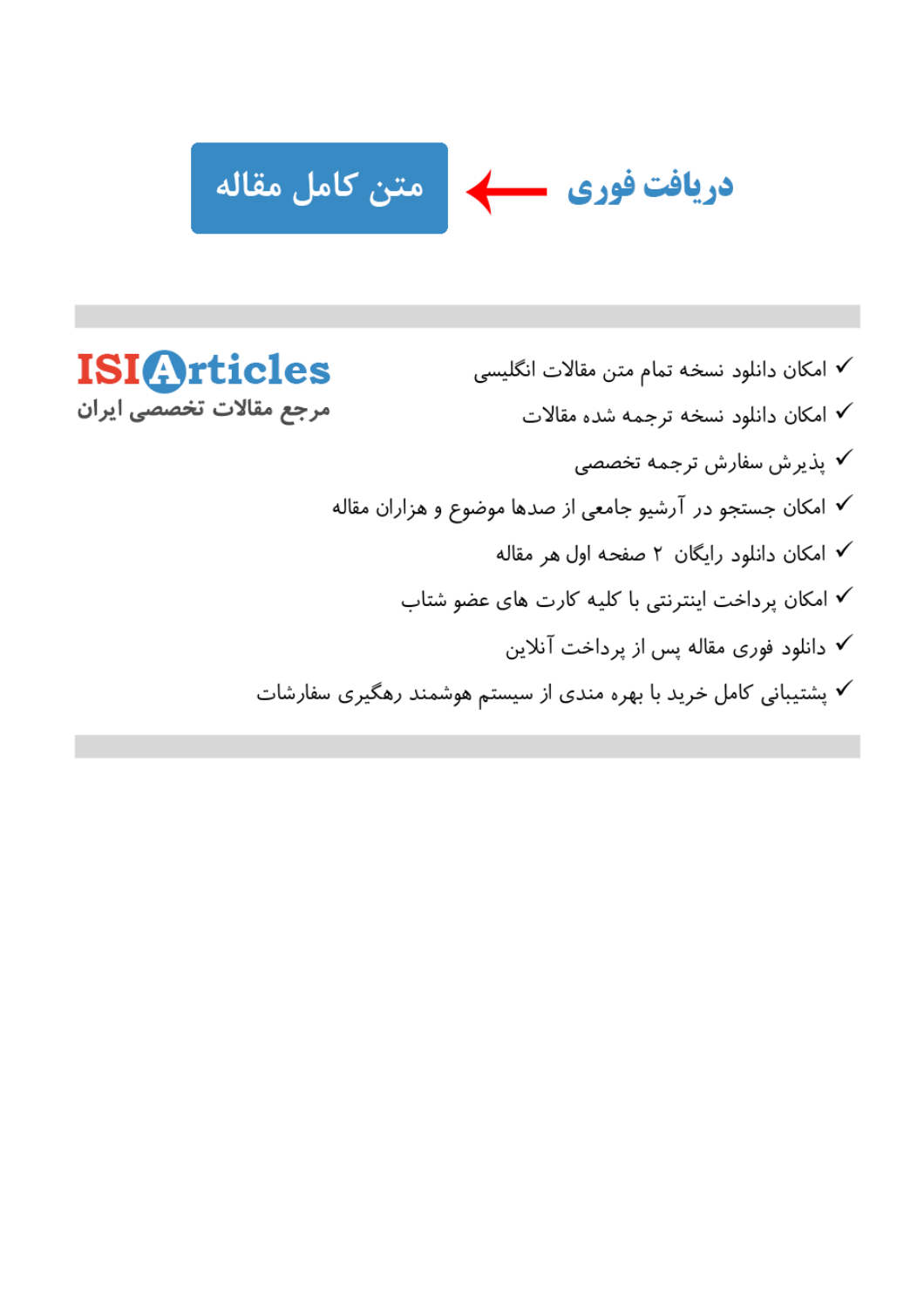دریافت فوری ← متن کامل مقاله

**ISIArticles**
مرجع مقالات تخصصی ایران

- ✓ امکان دانلود نسخه تمام متن مقالات انگلیسی
- ✓ امکان دانلود نسخه ترجمه شده مقالات
- ✓ پذیرش سفارش ترجمه تخصصی
- ✓ امکان جستجو در آرشیو جامعی از صدها موضوع و هزاران مقاله
- ✓ امکان دانلود رایگان ۲ صفحه اول هر مقاله
- ✓ امکان پرداخت اینترنتی با کلیه کارت های عضو شتاب
- ✓ دانلود فوری مقاله پس از پرداخت آنلاین
- ✓ پشتیبانی کامل خرید با بهره مندی از سیستم هوشمند رهگیری سفارشات